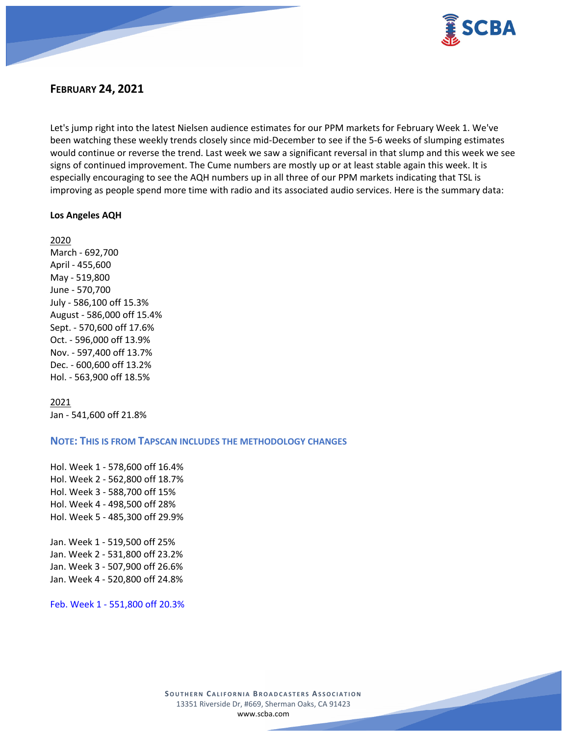## February 24, 2021

Let's jump right into the latest Nielsen audience estimates for our PPM markets for February Week 1. We've been watching these weekly trends closely since mid-December to see if the 5-6 weeks of slumping estimates would continue or reverse the trend. Last week we saw a significant reversal in that slump and this week we see signs of continued improvement. The Cume numbers are mostly up or at least stable again this week. It is especially encouraging to see the AQH numbers up in all three of our PPM markets indicating that TSL is improving as people spend more time with radio and its associated audio services. Here is the summary data:

**Los Angeles AQH**

2020
March - 692,700
April - 455,600
May - 519,800
June - 570,700
July - 586,100 off 15.3%
August - 586,000 off 15.4%
Sept. - 570,600 off 17.6%
Oct. - 596,000 off 13.9%
Nov. - 597,400 off 13.7%
Dec. - 600,600 off 13.2%
Hol. - 563,900 off 18.5%

2021
Jan - 541,600 off 21.8%

**NOTE: THIS IS FROM TAPSCAN INCLUDES THE METHODOLOGY CHANGES**

Hol. Week 1 - 578,600 off 16.4%
Hol. Week 2 - 562,800 off 18.7%
Hol. Week 3 - 588,700 off 15%
Hol. Week 4 - 498,500 off 28%
Hol. Week 5 - 485,300 off 29.9%

Jan. Week 1 - 519,500 off 25%
Jan. Week 2 - 531,800 off 23.2%
Jan. Week 3 - 507,900 off 26.6%
Jan. Week 4 - 520,800 off 24.8%

Feb. Week 1 - 551,800 off 20.3%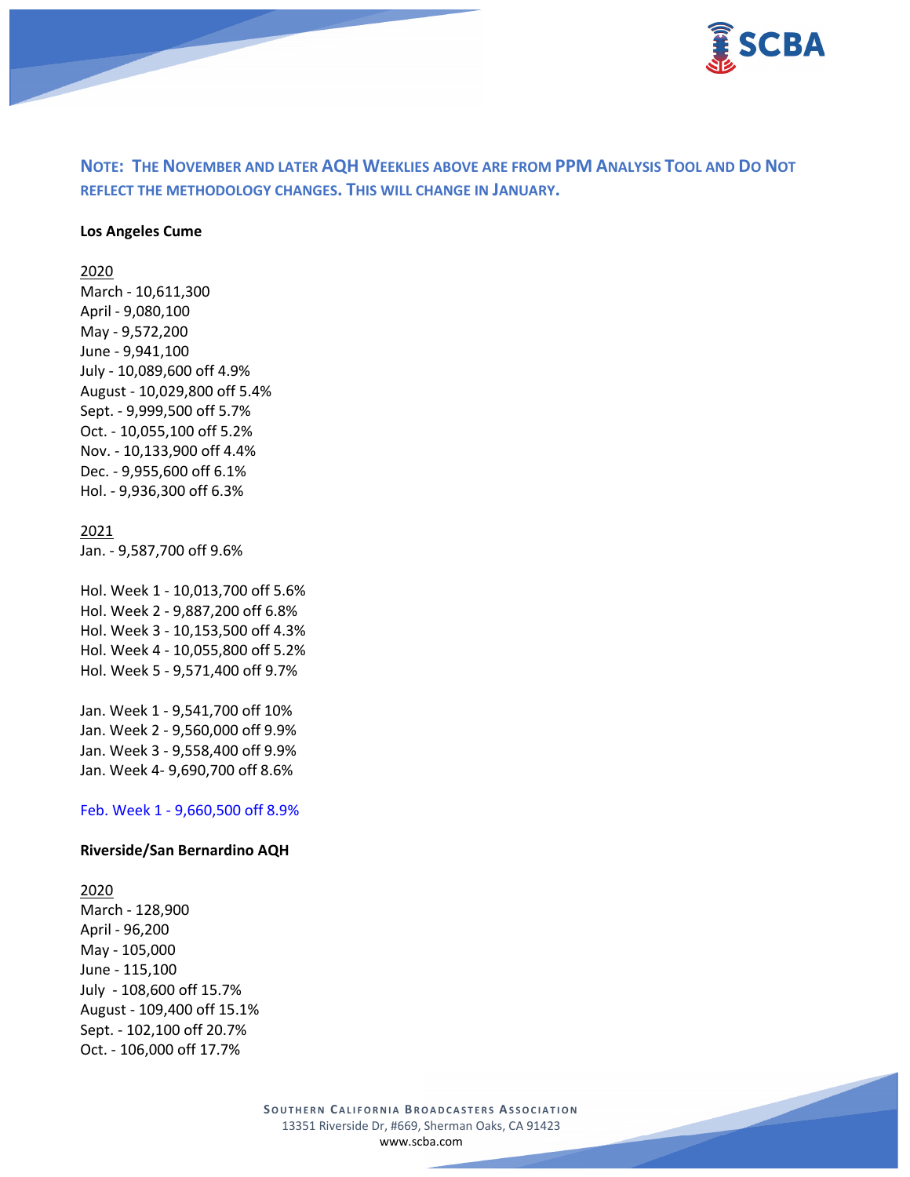**NOTE: THE NOVEMBER AND LATER AQH WEEKLIES ABOVE ARE FROM PPM ANALYSIS TOOL AND DO NOT REFLECT THE METHODOLOGY CHANGES. THIS WILL CHANGE IN JANUARY.**

**Los Angeles Cume**

2020
March - 10,611,300
April - 9,080,100
May - 9,572,200
June - 9,941,100
July - 10,089,600 off 4.9%
August - 10,029,800 off 5.4%
Sept. - 9,999,500 off 5.7%
Oct. - 10,055,100 off 5.2%
Nov. - 10,133,900 off 4.4%
Dec. - 9,955,600 off 6.1%
Hol. - 9,936,300 off 6.3%

2021
Jan. - 9,587,700 off 9.6%

Hol. Week 1 - 10,013,700 off 5.6%
Hol. Week 2 - 9,887,200 off 6.8%
Hol. Week 3 - 10,153,500 off 4.3%
Hol. Week 4 - 10,055,800 off 5.2%
Hol. Week 5 - 9,571,400 off 9.7%

Jan. Week 1 - 9,541,700 off 10%
Jan. Week 2 - 9,560,000 off 9.9%
Jan. Week 3 - 9,558,400 off 9.9%
Jan. Week 4- 9,690,700 off 8.6%

Feb. Week 1 - 9,660,500 off 8.9%

**Riverside/San Bernardino AQH**

2020
March - 128,900
April - 96,200
May - 105,000
June - 115,100
July - 108,600 off 15.7%
August - 109,400 off 15.1%
Sept. - 102,100 off 20.7%
Oct. - 106,000 off 17.7%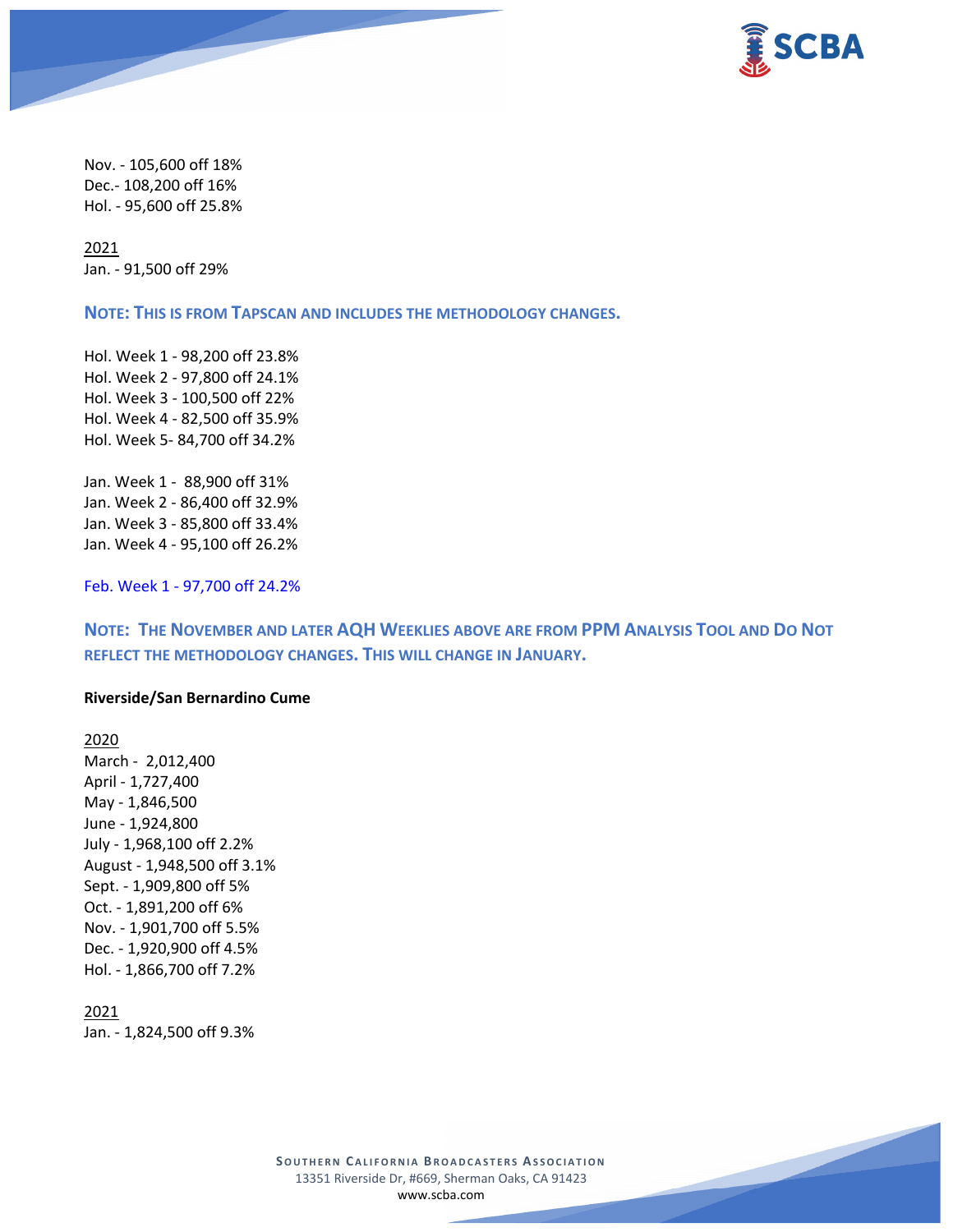Nov. - 105,600 off 18%
Dec.- 108,200 off 16%
Hol. - 95,600 off 25.8%

2021
Jan. - 91,500 off 29%

**NOTE: THIS IS FROM TAPSCAN AND INCLUDES THE METHODOLOGY CHANGES.**

Hol. Week 1 - 98,200 off 23.8%
Hol. Week 2 - 97,800 off 24.1%
Hol. Week 3 - 100,500 off 22%
Hol. Week 4 - 82,500 off 35.9%
Hol. Week 5- 84,700 off 34.2%

Jan. Week 1 - 88,900 off 31%
Jan. Week 2 - 86,400 off 32.9%
Jan. Week 3 - 85,800 off 33.4%
Jan. Week 4 - 95,100 off 26.2%

Feb. Week 1 - 97,700 off 24.2%

**NOTE: THE NOVEMBER AND LATER AQH WEEKLIES ABOVE ARE FROM PPM ANALYSIS TOOL AND DO NOT REFLECT THE METHODOLOGY CHANGES. THIS WILL CHANGE IN JANUARY.**

**Riverside/San Bernardino Cume**

2020
March - 2,012,400
April - 1,727,400
May - 1,846,500
June - 1,924,800
July - 1,968,100 off 2.2%
August - 1,948,500 off 3.1%
Sept. - 1,909,800 off 5%
Oct. - 1,891,200 off 6%
Nov. - 1,901,700 off 5.5%
Dec. - 1,920,900 off 4.5%
Hol. - 1,866,700 off 7.2%

2021
Jan. - 1,824,500 off 9.3%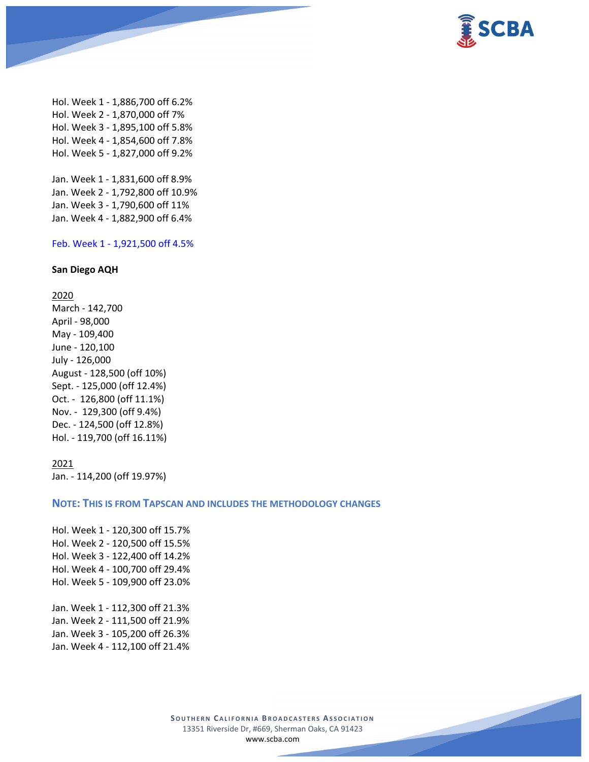Hol. Week 1 - 1,886,700 off 6.2%
Hol. Week 2 - 1,870,000 off 7%
Hol. Week 3 - 1,895,100 off 5.8%
Hol. Week 4 - 1,854,600 off 7.8%
Hol. Week 5 - 1,827,000 off 9.2%

Jan. Week 1 - 1,831,600 off 8.9%
Jan. Week 2 - 1,792,800 off 10.9%
Jan. Week 3 - 1,790,600 off 11%
Jan. Week 4 - 1,882,900 off 6.4%

Feb. Week 1 - 1,921,500 off 4.5%

**San Diego AQH**

2020
March - 142,700
April - 98,000
May - 109,400
June - 120,100
July - 126,000
August - 128,500 (off 10%)
Sept. - 125,000 (off 12.4%)
Oct. - 126,800 (off 11.1%)
Nov. - 129,300 (off 9.4%)
Dec. - 124,500 (off 12.8%)
Hol. - 119,700 (off 16.11%)

2021
Jan. - 114,200 (off 19.97%)

**NOTE: THIS IS FROM TAPSCAN AND INCLUDES THE METHODOLOGY CHANGES**

Hol. Week 1 - 120,300 off 15.7%
Hol. Week 2 - 120,500 off 15.5%
Hol. Week 3 - 122,400 off 14.2%
Hol. Week 4 - 100,700 off 29.4%
Hol. Week 5 - 109,900 off 23.0%

Jan. Week 1 - 112,300 off 21.3%
Jan. Week 2 - 111,500 off 21.9%
Jan. Week 3 - 105,200 off 26.3%
Jan. Week 4 - 112,100 off 21.4%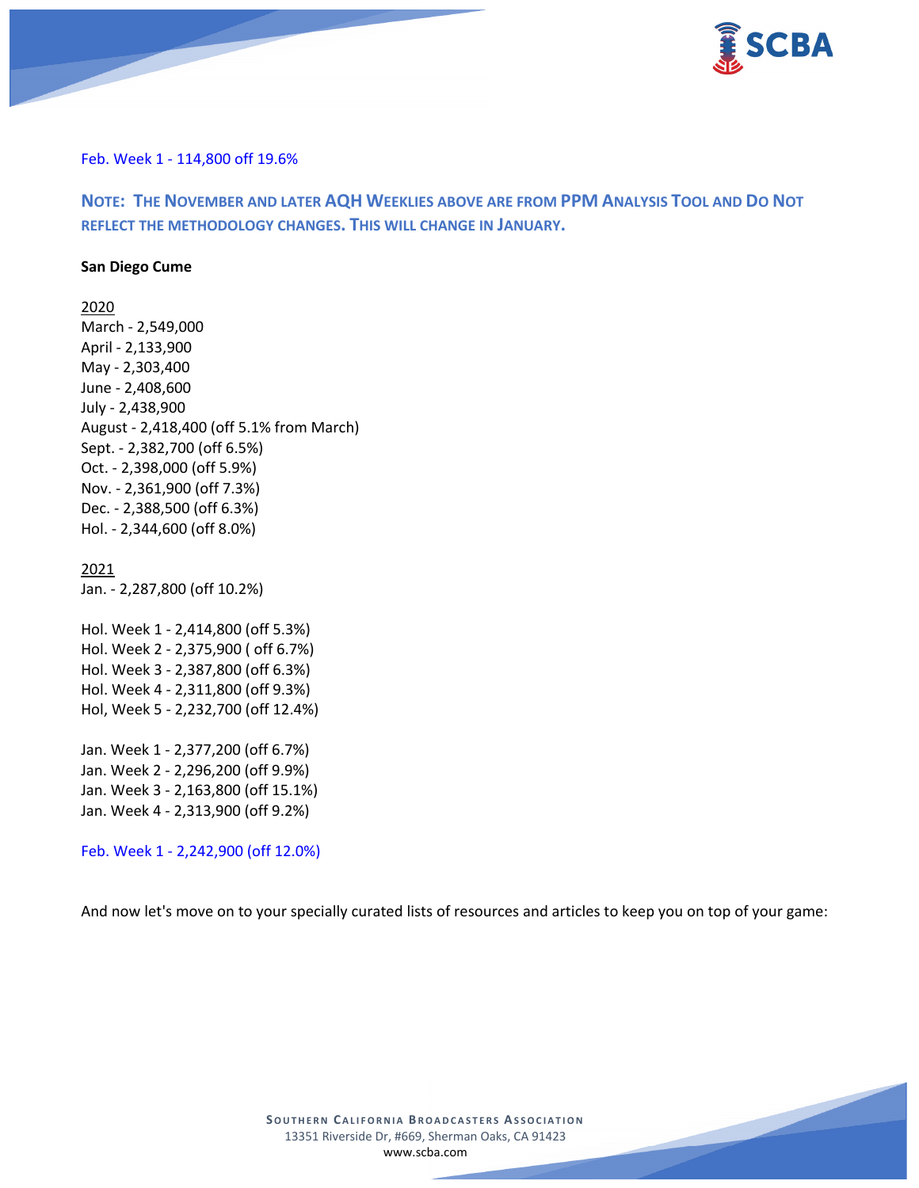Feb. Week 1 - 114,800 off 19.6%

**NOTE: THE NOVEMBER AND LATER AQH WEEKLIES ABOVE ARE FROM PPM ANALYSIS TOOL AND DO NOT REFLECT THE METHODOLOGY CHANGES. THIS WILL CHANGE IN JANUARY.**

**San Diego Cume**

2020
March - 2,549,000
April - 2,133,900
May - 2,303,400
June - 2,408,600
July - 2,438,900
August - 2,418,400 (off 5.1% from March)
Sept. - 2,382,700 (off 6.5%)
Oct. - 2,398,000 (off 5.9%)
Nov. - 2,361,900 (off 7.3%)
Dec. - 2,388,500 (off 6.3%)
Hol. - 2,344,600 (off 8.0%)

2021
Jan. - 2,287,800 (off 10.2%)

Hol. Week 1 - 2,414,800 (off 5.3%)
Hol. Week 2 - 2,375,900 ( off 6.7%)
Hol. Week 3 - 2,387,800 (off 6.3%)
Hol. Week 4 - 2,311,800 (off 9.3%)
Hol, Week 5 - 2,232,700 (off 12.4%)

Jan. Week 1 - 2,377,200 (off 6.7%)
Jan. Week 2 - 2,296,200 (off 9.9%)
Jan. Week 3 - 2,163,800 (off 15.1%)
Jan. Week 4 - 2,313,900 (off 9.2%)

Feb. Week 1 - 2,242,900 (off 12.0%)

And now let's move on to your specially curated lists of resources and articles to keep you on top of your game: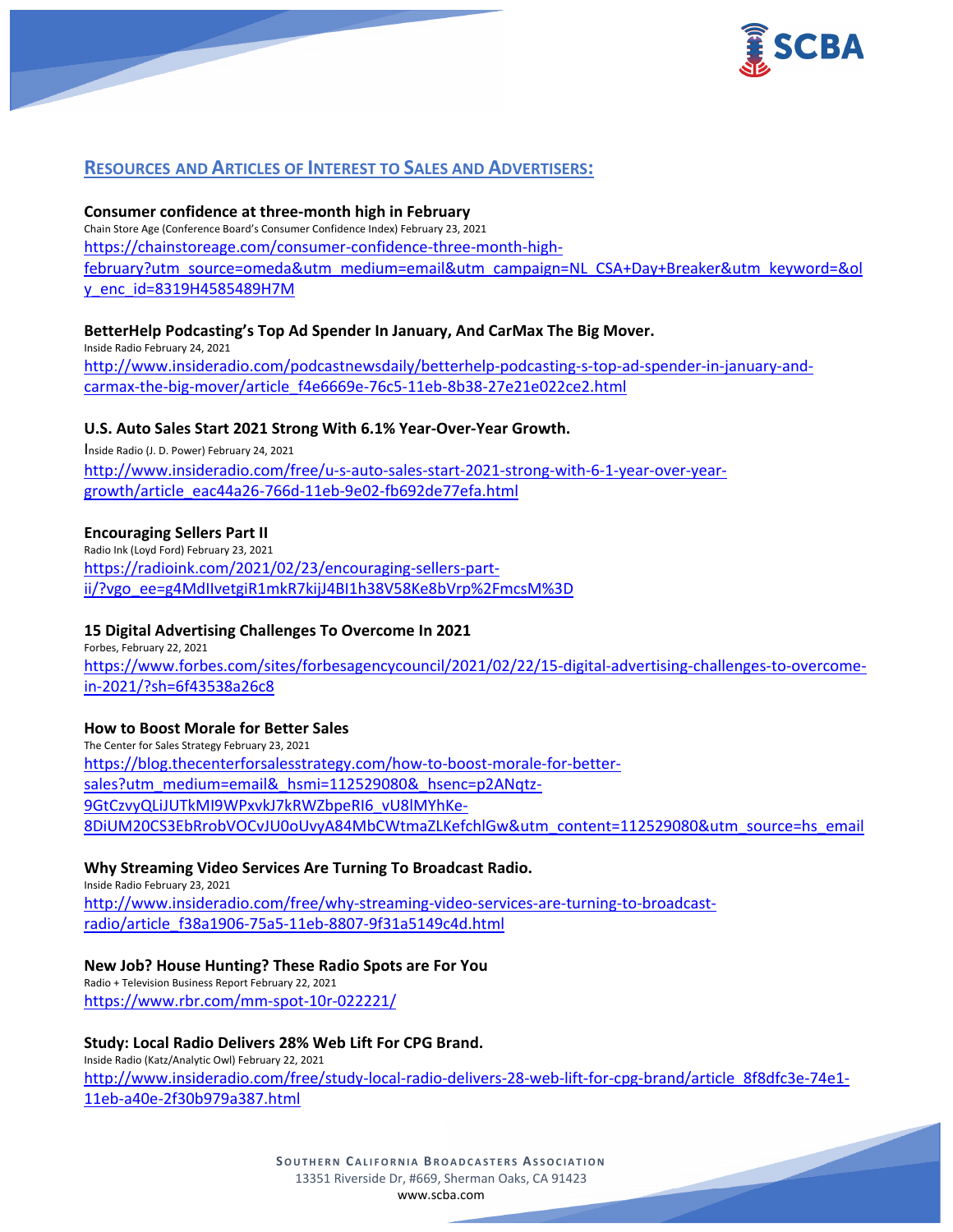## RESOURCES AND ARTICLES OF INTEREST TO SALES AND ADVERTISERS:

**Consumer confidence at three-month high in February**
Chain Store Age (Conference Board's Consumer Confidence Index) February 23, 2021
https://chainstoreage.com/consumer-confidence-three-month-high-february?utm_source=omeda&utm_medium=email&utm_campaign=NL_CSA+Day+Breaker&utm_keyword=&oly_enc_id=8319H4585489H7M

**BetterHelp Podcasting's Top Ad Spender In January, And CarMax The Big Mover.**
Inside Radio February 24, 2021
http://www.insideradio.com/podcastnewsdaily/betterhelp-podcasting-s-top-ad-spender-in-january-and-carmax-the-big-mover/article_f4e6669e-76c5-11eb-8b38-27e21e022ce2.html

**U.S. Auto Sales Start 2021 Strong With 6.1% Year-Over-Year Growth.**
Inside Radio (J. D. Power) February 24, 2021
http://www.insideradio.com/free/u-s-auto-sales-start-2021-strong-with-6-1-year-over-year-growth/article_eac44a26-766d-11eb-9e02-fb692de77efa.html

**Encouraging Sellers Part II**
Radio Ink (Loyd Ford) February 23, 2021
https://radioink.com/2021/02/23/encouraging-sellers-part-ii/?vgo_ee=g4MdIIvetgiR1mkR7kijJ4BI1h38V58Ke8bVrp%2FmcsM%3D

**15 Digital Advertising Challenges To Overcome In 2021**
Forbes, February 22, 2021
https://www.forbes.com/sites/forbesagencycouncil/2021/02/22/15-digital-advertising-challenges-to-overcome-in-2021/?sh=6f43538a26c8

**How to Boost Morale for Better Sales**
The Center for Sales Strategy February 23, 2021
https://blog.thecenterforsalesstrategy.com/how-to-boost-morale-for-better-sales?utm_medium=email&_hsmi=112529080&_hsenc=p2ANqtz-9GtCzvyQLiJUTkMI9WPxvkJ7kRWZbpeRI6_vU8lMYhKe-8DiUM20CS3EbRrobVOCvJU0oUvyA84MbCWtmaZLKefchlGw&utm_content=112529080&utm_source=hs_email

**Why Streaming Video Services Are Turning To Broadcast Radio.**
Inside Radio February 23, 2021
http://www.insideradio.com/free/why-streaming-video-services-are-turning-to-broadcast-radio/article_f38a1906-75a5-11eb-8807-9f31a5149c4d.html

**New Job? House Hunting? These Radio Spots are For You**
Radio + Television Business Report February 22, 2021
https://www.rbr.com/mm-spot-10r-022221/

**Study: Local Radio Delivers 28% Web Lift For CPG Brand.**
Inside Radio (Katz/Analytic Owl) February 22, 2021
http://www.insideradio.com/free/study-local-radio-delivers-28-web-lift-for-cpg-brand/article_8f8dfc3e-74e1-11eb-a40e-2f30b979a387.html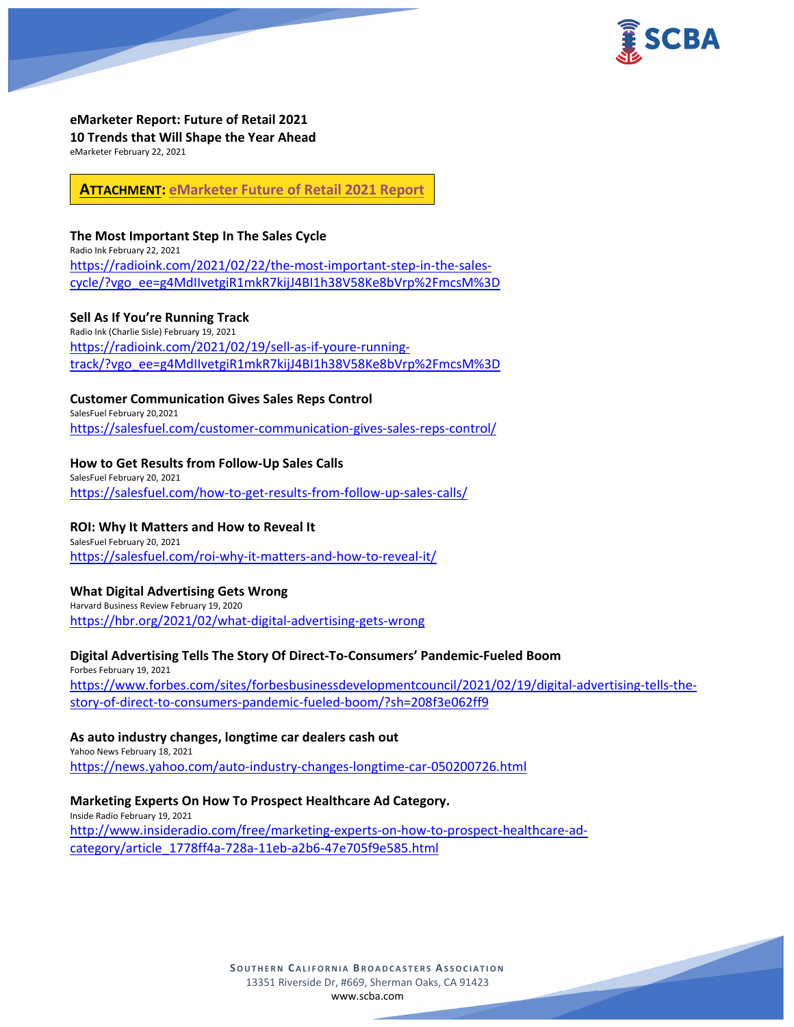**eMarketer Report: Future of Retail 2021**
**10 Trends that Will Shape the Year Ahead**
eMarketer February 22, 2021

**ATTACHMENT: eMarketer Future of Retail 2021 Report**

**The Most Important Step In The Sales Cycle**
Radio Ink February 22, 2021
https://radioink.com/2021/02/22/the-most-important-step-in-the-sales-cycle/?vgo_ee=g4MdIlvetgiR1mkR7kijJ4BI1h38V58Ke8bVrp%2FmcsM%3D

**Sell As If You're Running Track**
Radio Ink (Charlie Sisle) February 19, 2021
https://radioink.com/2021/02/19/sell-as-if-youre-running-track/?vgo_ee=g4MdIlvetgiR1mkR7kijJ4BI1h38V58Ke8bVrp%2FmcsM%3D

**Customer Communication Gives Sales Reps Control**
SalesFuel February 20,2021
https://salesfuel.com/customer-communication-gives-sales-reps-control/

**How to Get Results from Follow-Up Sales Calls**
SalesFuel February 20, 2021
https://salesfuel.com/how-to-get-results-from-follow-up-sales-calls/

**ROI: Why It Matters and How to Reveal It**
SalesFuel February 20, 2021
https://salesfuel.com/roi-why-it-matters-and-how-to-reveal-it/

**What Digital Advertising Gets Wrong**
Harvard Business Review February 19, 2020
https://hbr.org/2021/02/what-digital-advertising-gets-wrong

**Digital Advertising Tells The Story Of Direct-To-Consumers' Pandemic-Fueled Boom**
Forbes February 19, 2021
https://www.forbes.com/sites/forbesbusinessdevelopmentcouncil/2021/02/19/digital-advertising-tells-the-story-of-direct-to-consumers-pandemic-fueled-boom/?sh=208f3e062ff9

**As auto industry changes, longtime car dealers cash out**
Yahoo News February 18, 2021
https://news.yahoo.com/auto-industry-changes-longtime-car-050200726.html

**Marketing Experts On How To Prospect Healthcare Ad Category.**
Inside Radio February 19, 2021
http://www.insideradio.com/free/marketing-experts-on-how-to-prospect-healthcare-ad-category/article_1778ff4a-728a-11eb-a2b6-47e705f9e585.html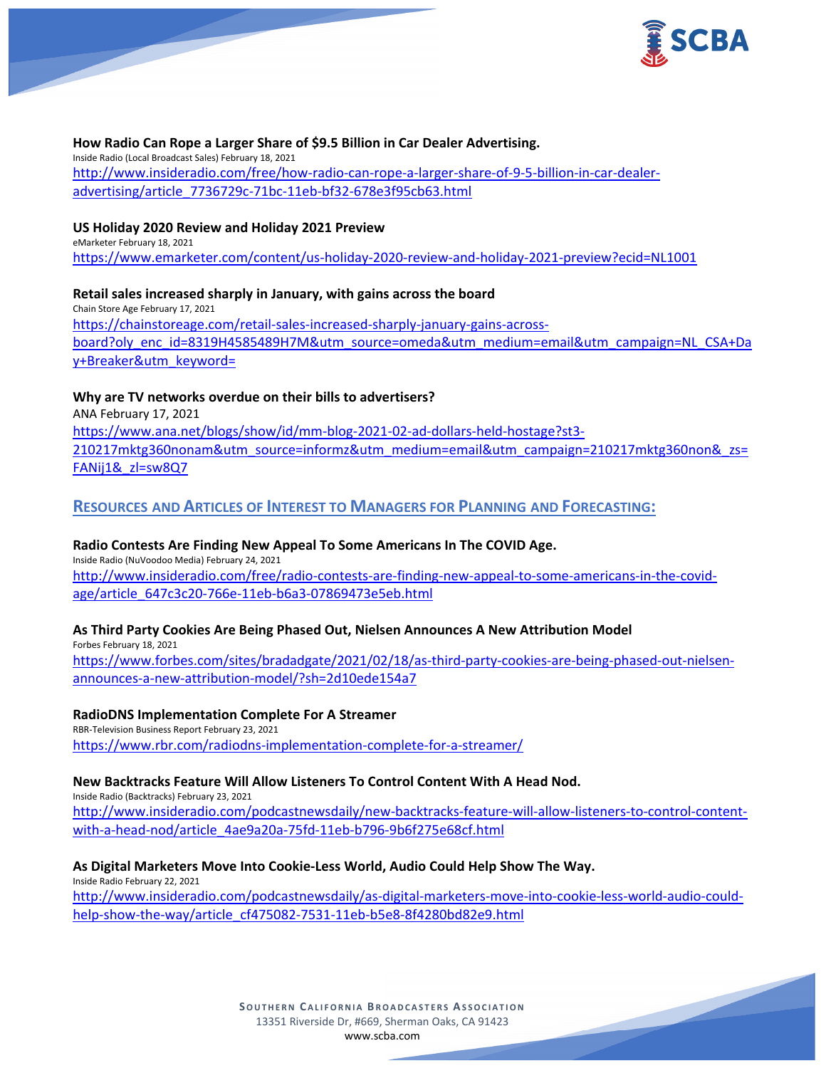**How Radio Can Rope a Larger Share of $9.5 Billion in Car Dealer Advertising.**
Inside Radio (Local Broadcast Sales) February 18, 2021
[http://www.insideradio.com/free/how-radio-can-rope-a-larger-share-of-9-5-billion-in-car-dealer-advertising/article_7736729c-71bc-11eb-bf32-678e3f95cb63.html](http://www.insideradio.com/free/how-radio-can-rope-a-larger-share-of-9-5-billion-in-car-dealer-advertising/article_7736729c-71bc-11eb-bf32-678e3f95cb63.html)

**US Holiday 2020 Review and Holiday 2021 Preview**
eMarketer February 18, 2021
[https://www.emarketer.com/content/us-holiday-2020-review-and-holiday-2021-preview?ecid=NL1001](https://www.emarketer.com/content/us-holiday-2020-review-and-holiday-2021-preview?ecid=NL1001)

**Retail sales increased sharply in January, with gains across the board**
Chain Store Age February 17, 2021
[https://chainstoreage.com/retail-sales-increased-sharply-january-gains-across-board?oly_enc_id=8319H4585489H7M&utm_source=omeda&utm_medium=email&utm_campaign=NL_CSA+Day+Breaker&utm_keyword=](https://chainstoreage.com/retail-sales-increased-sharply-january-gains-across-board?oly_enc_id=8319H4585489H7M&utm_source=omeda&utm_medium=email&utm_campaign=NL_CSA+Day+Breaker&utm_keyword=)

**Why are TV networks overdue on their bills to advertisers?**
ANA February 17, 2021
[https://www.ana.net/blogs/show/id/mm-blog-2021-02-ad-dollars-held-hostage?st3-210217mktg360nonam&utm_source=informz&utm_medium=email&utm_campaign=210217mktg360non&_zs=FANij1&_zl=sw8Q7](https://www.ana.net/blogs/show/id/mm-blog-2021-02-ad-dollars-held-hostage?st3-210217mktg360nonam&utm_source=informz&utm_medium=email&utm_campaign=210217mktg360non&_zs=FANij1&_zl=sw8Q7)

## RESOURCES AND ARTICLES OF INTEREST TO MANAGERS FOR PLANNING AND FORECASTING:

**Radio Contests Are Finding New Appeal To Some Americans In The COVID Age.**
Inside Radio (NuVoodoo Media) February 24, 2021
[http://www.insideradio.com/free/radio-contests-are-finding-new-appeal-to-some-americans-in-the-covid-age/article_647c3c20-766e-11eb-b6a3-07869473e5eb.html](http://www.insideradio.com/free/radio-contests-are-finding-new-appeal-to-some-americans-in-the-covid-age/article_647c3c20-766e-11eb-b6a3-07869473e5eb.html)

**As Third Party Cookies Are Being Phased Out, Nielsen Announces A New Attribution Model**
Forbes February 18, 2021
[https://www.forbes.com/sites/bradadgate/2021/02/18/as-third-party-cookies-are-being-phased-out-nielsen-announces-a-new-attribution-model/?sh=2d10ede154a7](https://www.forbes.com/sites/bradadgate/2021/02/18/as-third-party-cookies-are-being-phased-out-nielsen-announces-a-new-attribution-model/?sh=2d10ede154a7)

**RadioDNS Implementation Complete For A Streamer**
RBR-Television Business Report February 23, 2021
[https://www.rbr.com/radiodns-implementation-complete-for-a-streamer/](https://www.rbr.com/radiodns-implementation-complete-for-a-streamer/)

**New Backtracks Feature Will Allow Listeners To Control Content With A Head Nod.**
Inside Radio (Backtracks) February 23, 2021
[http://www.insideradio.com/podcastnewsdaily/new-backtracks-feature-will-allow-listeners-to-control-content-with-a-head-nod/article_4ae9a20a-75fd-11eb-b796-9b6f275e68cf.html](http://www.insideradio.com/podcastnewsdaily/new-backtracks-feature-will-allow-listeners-to-control-content-with-a-head-nod/article_4ae9a20a-75fd-11eb-b796-9b6f275e68cf.html)

**As Digital Marketers Move Into Cookie-Less World, Audio Could Help Show The Way.**
Inside Radio February 22, 2021
[http://www.insideradio.com/podcastnewsdaily/as-digital-marketers-move-into-cookie-less-world-audio-could-help-show-the-way/article_cf475082-7531-11eb-b5e8-8f4280bd82e9.html](http://www.insideradio.com/podcastnewsdaily/as-digital-marketers-move-into-cookie-less-world-audio-could-help-show-the-way/article_cf475082-7531-11eb-b5e8-8f4280bd82e9.html)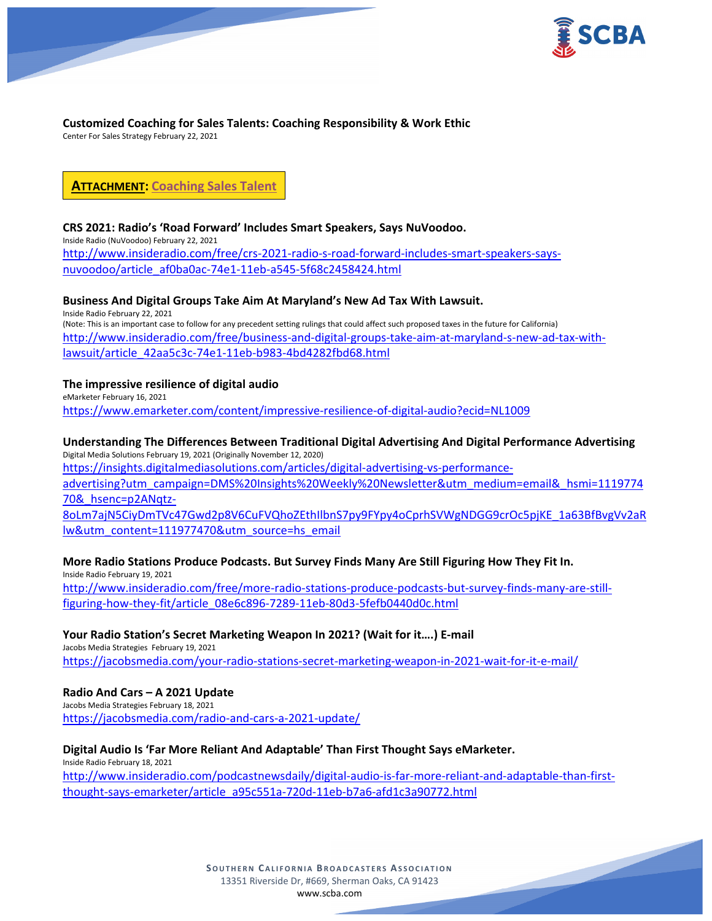**Customized Coaching for Sales Talents: Coaching Responsibility & Work Ethic**
Center For Sales Strategy February 22, 2021

**ATTACHMENT: Coaching Sales Talent**

**CRS 2021: Radio's 'Road Forward' Includes Smart Speakers, Says NuVoodoo.**
Inside Radio (NuVoodoo) February 22, 2021
http://www.insideradio.com/free/crs-2021-radio-s-road-forward-includes-smart-speakers-says-nuvoodoo/article_af0ba0ac-74e1-11eb-a545-5f68c2458424.html

**Business And Digital Groups Take Aim At Maryland's New Ad Tax With Lawsuit.**
Inside Radio February 22, 2021
(Note: This is an important case to follow for any precedent setting rulings that could affect such proposed taxes in the future for California)
http://www.insideradio.com/free/business-and-digital-groups-take-aim-at-maryland-s-new-ad-tax-with-lawsuit/article_42aa5c3c-74e1-11eb-b983-4bd4282fbd68.html

**The impressive resilience of digital audio**
eMarketer February 16, 2021
https://www.emarketer.com/content/impressive-resilience-of-digital-audio?ecid=NL1009

**Understanding The Differences Between Traditional Digital Advertising And Digital Performance Advertising**
Digital Media Solutions February 19, 2021 (Originally November 12, 2020)
https://insights.digitalmediasolutions.com/articles/digital-advertising-vs-performance-advertising?utm_campaign=DMS%20Insights%20Weekly%20Newsletter&utm_medium=email&_hsmi=111977470&_hsenc=p2ANqtz-8oLm7ajN5CiyDmTVc47Gwd2p8V6CuFVQhoZEthIlbnS7py9FYpy4oCprhSVWgNDGG9crOc5pjKE_1a63BfBvgVv2aRlw&utm_content=111977470&utm_source=hs_email

**More Radio Stations Produce Podcasts. But Survey Finds Many Are Still Figuring How They Fit In.**
Inside Radio February 19, 2021
http://www.insideradio.com/free/more-radio-stations-produce-podcasts-but-survey-finds-many-are-still-figuring-how-they-fit/article_08e6c896-7289-11eb-80d3-5fefb0440d0c.html

**Your Radio Station's Secret Marketing Weapon In 2021? (Wait for it….) E-mail**
Jacobs Media Strategies February 19, 2021
https://jacobsmedia.com/your-radio-stations-secret-marketing-weapon-in-2021-wait-for-it-e-mail/

**Radio And Cars – A 2021 Update**
Jacobs Media Strategies February 18, 2021
https://jacobsmedia.com/radio-and-cars-a-2021-update/

**Digital Audio Is 'Far More Reliant And Adaptable' Than First Thought Says eMarketer.**
Inside Radio February 18, 2021
http://www.insideradio.com/podcastnewsdaily/digital-audio-is-far-more-reliant-and-adaptable-than-first-thought-says-emarketer/article_a95c551a-720d-11eb-b7a6-afd1c3a90772.html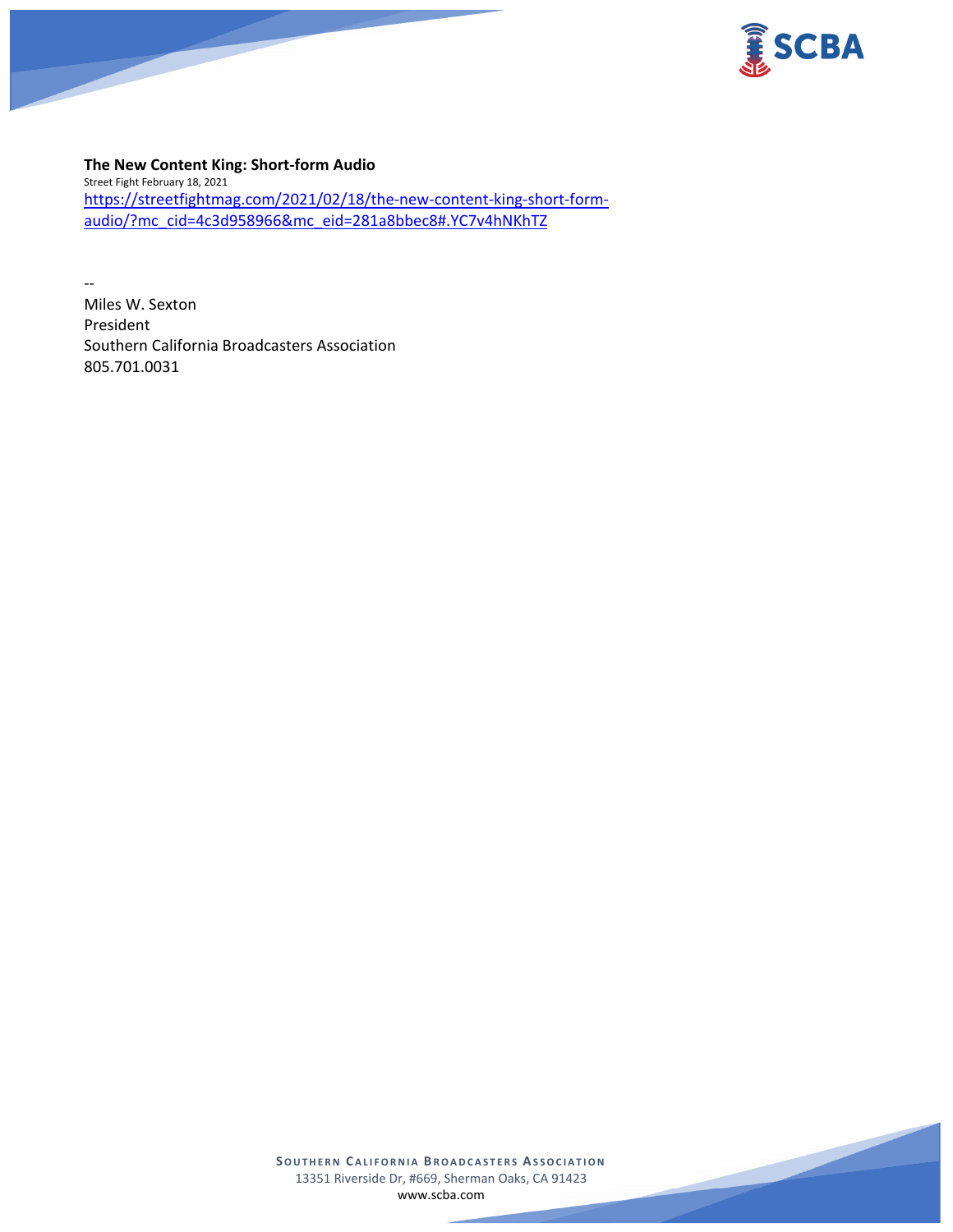**The New Content King: Short-form Audio**
Street Fight February 18, 2021
https://streetfightmag.com/2021/02/18/the-new-content-king-short-form-audio/?mc_cid=4c3d958966&mc_eid=281a8bbec8#.YC7v4hNKhTZ

--
Miles W. Sexton
President
Southern California Broadcasters Association
805.701.0031